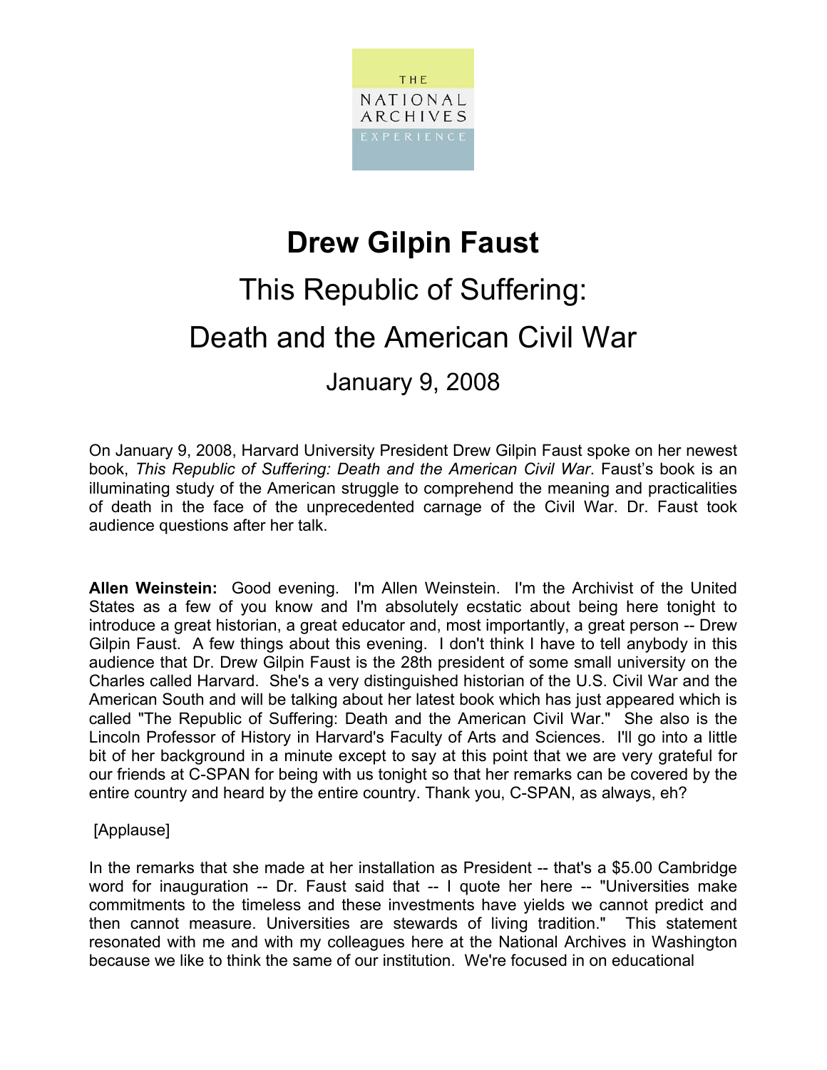THE NATIONAL ARCHIVES EXPERIENCE

# Drew Gilpin Faust

## This Republic of Suffering: Death and the American Civil War

### January 9, 2008

On January 9, 2008, Harvard University President Drew Gilpin Faust spoke on her newest book, *This Republic of Suffering: Death and the American Civil War*. Faust's book is an illuminating study of the American struggle to comprehend the meaning and practicalities of death in the face of the unprecedented carnage of the Civil War. Dr. Faust took audience questions after her talk.

**Allen Weinstein:** Good evening. I'm Allen Weinstein. I'm the Archivist of the United States as a few of you know and I'm absolutely ecstatic about being here tonight to introduce a great historian, a great educator and, most importantly, a great person -- Drew Gilpin Faust. A few things about this evening. I don't think I have to tell anybody in this audience that Dr. Drew Gilpin Faust is the 28th president of some small university on the Charles called Harvard. She's a very distinguished historian of the U.S. Civil War and the American South and will be talking about her latest book which has just appeared which is called "The Republic of Suffering: Death and the American Civil War." She also is the Lincoln Professor of History in Harvard's Faculty of Arts and Sciences. I'll go into a little bit of her background in a minute except to say at this point that we are very grateful for our friends at C-SPAN for being with us tonight so that her remarks can be covered by the entire country and heard by the entire country. Thank you, C-SPAN, as always, eh?

[Applause]

In the remarks that she made at her installation as President -- that's a $5.00 Cambridge word for inauguration -- Dr. Faust said that -- I quote her here -- "Universities make commitments to the timeless and these investments have yields we cannot predict and then cannot measure. Universities are stewards of living tradition." This statement resonated with me and with my colleagues here at the National Archives in Washington because we like to think the same of our institution. We're focused in on educational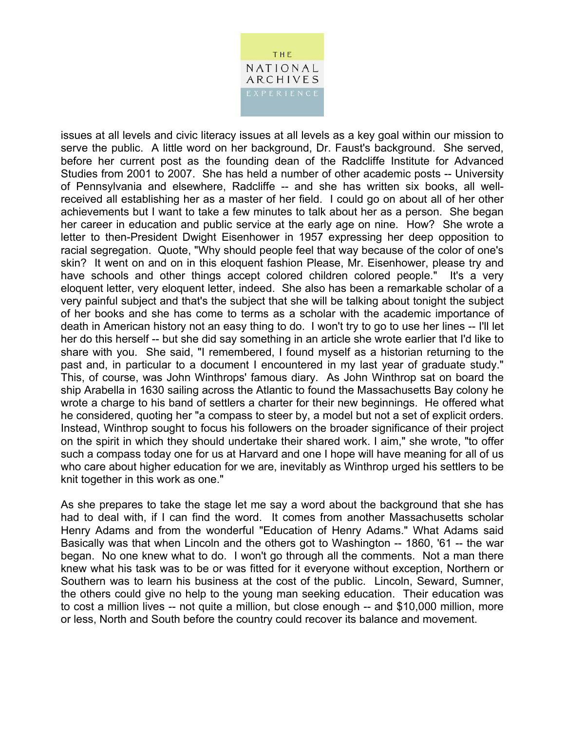issues at all levels and civic literacy issues at all levels as a key goal within our mission to serve the public. A little word on her background, Dr. Faust's background. She served, before her current post as the founding dean of the Radcliffe Institute for Advanced Studies from 2001 to 2007. She has held a number of other academic posts -- University of Pennsylvania and elsewhere, Radcliffe -- and she has written six books, all well-received all establishing her as a master of her field. I could go on about all of her other achievements but I want to take a few minutes to talk about her as a person. She began her career in education and public service at the early age on nine. How? She wrote a letter to then-President Dwight Eisenhower in 1957 expressing her deep opposition to racial segregation. Quote, "Why should people feel that way because of the color of one's skin? It went on and on in this eloquent fashion Please, Mr. Eisenhower, please try and have schools and other things accept colored children colored people." It's a very eloquent letter, very eloquent letter, indeed. She also has been a remarkable scholar of a very painful subject and that's the subject that she will be talking about tonight the subject of her books and she has come to terms as a scholar with the academic importance of death in American history not an easy thing to do. I won't try to go to use her lines -- I'll let her do this herself -- but she did say something in an article she wrote earlier that I'd like to share with you. She said, "I remembered, I found myself as a historian returning to the past and, in particular to a document I encountered in my last year of graduate study." This, of course, was John Winthrops' famous diary. As John Winthrop sat on board the ship Arabella in 1630 sailing across the Atlantic to found the Massachusetts Bay colony he wrote a charge to his band of settlers a charter for their new beginnings. He offered what he considered, quoting her "a compass to steer by, a model but not a set of explicit orders. Instead, Winthrop sought to focus his followers on the broader significance of their project on the spirit in which they should undertake their shared work. I aim," she wrote, "to offer such a compass today one for us at Harvard and one I hope will have meaning for all of us who care about higher education for we are, inevitably as Winthrop urged his settlers to be knit together in this work as one."

As she prepares to take the stage let me say a word about the background that she has had to deal with, if I can find the word. It comes from another Massachusetts scholar Henry Adams and from the wonderful "Education of Henry Adams." What Adams said Basically was that when Lincoln and the others got to Washington -- 1860, '61 -- the war began. No one knew what to do. I won't go through all the comments. Not a man there knew what his task was to be or was fitted for it everyone without exception, Northern or Southern was to learn his business at the cost of the public. Lincoln, Seward, Sumner, the others could give no help to the young man seeking education. Their education was to cost a million lives -- not quite a million, but close enough -- and $10,000 million, more or less, North and South before the country could recover its balance and movement.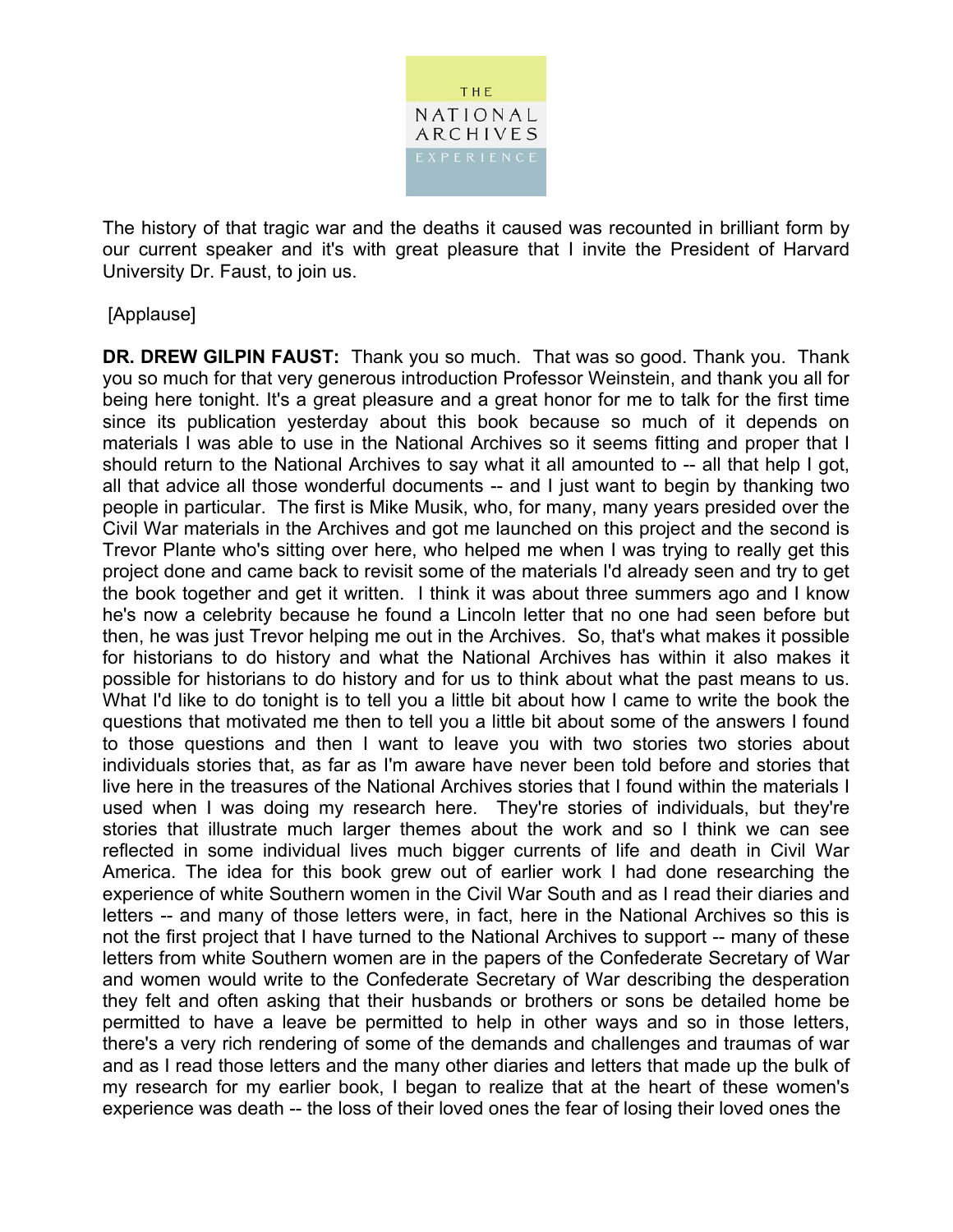The history of that tragic war and the deaths it caused was recounted in brilliant form by our current speaker and it's with great pleasure that I invite the President of Harvard University Dr. Faust, to join us.

[Applause]

**DR. DREW GILPIN FAUST:** Thank you so much. That was so good. Thank you. Thank you so much for that very generous introduction Professor Weinstein, and thank you all for being here tonight. It's a great pleasure and a great honor for me to talk for the first time since its publication yesterday about this book because so much of it depends on materials I was able to use in the National Archives so it seems fitting and proper that I should return to the National Archives to say what it all amounted to -- all that help I got, all that advice all those wonderful documents -- and I just want to begin by thanking two people in particular. The first is Mike Musik, who, for many, many years presided over the Civil War materials in the Archives and got me launched on this project and the second is Trevor Plante who's sitting over here, who helped me when I was trying to really get this project done and came back to revisit some of the materials I'd already seen and try to get the book together and get it written. I think it was about three summers ago and I know he's now a celebrity because he found a Lincoln letter that no one had seen before but then, he was just Trevor helping me out in the Archives. So, that's what makes it possible for historians to do history and what the National Archives has within it also makes it possible for historians to do history and for us to think about what the past means to us. What I'd like to do tonight is to tell you a little bit about how I came to write the book the questions that motivated me then to tell you a little bit about some of the answers I found to those questions and then I want to leave you with two stories two stories about individuals stories that, as far as I'm aware have never been told before and stories that live here in the treasures of the National Archives stories that I found within the materials I used when I was doing my research here. They're stories of individuals, but they're stories that illustrate much larger themes about the work and so I think we can see reflected in some individual lives much bigger currents of life and death in Civil War America. The idea for this book grew out of earlier work I had done researching the experience of white Southern women in the Civil War South and as I read their diaries and letters -- and many of those letters were, in fact, here in the National Archives so this is not the first project that I have turned to the National Archives to support -- many of these letters from white Southern women are in the papers of the Confederate Secretary of War and women would write to the Confederate Secretary of War describing the desperation they felt and often asking that their husbands or brothers or sons be detailed home be permitted to have a leave be permitted to help in other ways and so in those letters, there's a very rich rendering of some of the demands and challenges and traumas of war and as I read those letters and the many other diaries and letters that made up the bulk of my research for my earlier book, I began to realize that at the heart of these women's experience was death -- the loss of their loved ones the fear of losing their loved ones the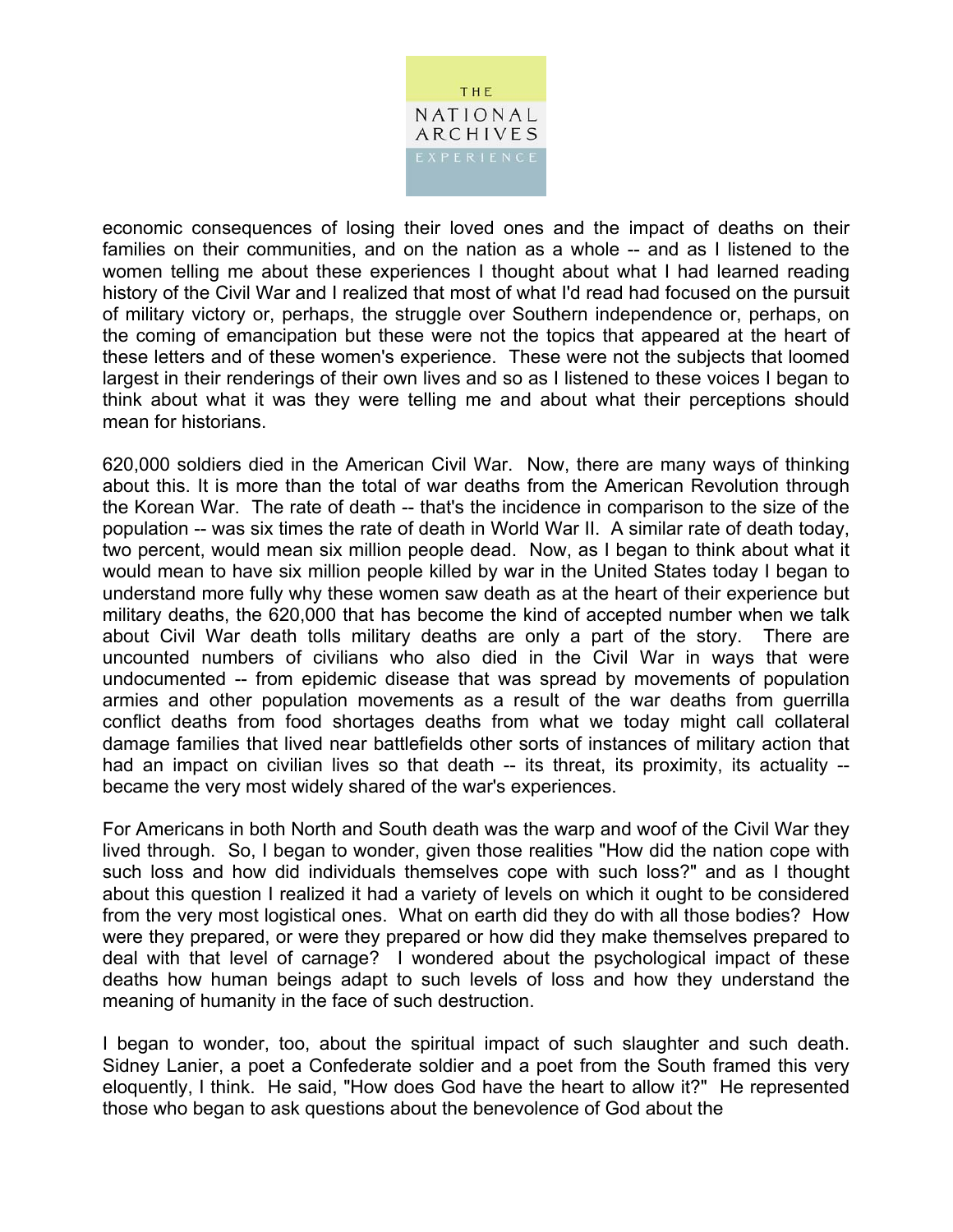economic consequences of losing their loved ones and the impact of deaths on their families on their communities, and on the nation as a whole -- and as I listened to the women telling me about these experiences I thought about what I had learned reading history of the Civil War and I realized that most of what I'd read had focused on the pursuit of military victory or, perhaps, the struggle over Southern independence or, perhaps, on the coming of emancipation but these were not the topics that appeared at the heart of these letters and of these women's experience. These were not the subjects that loomed largest in their renderings of their own lives and so as I listened to these voices I began to think about what it was they were telling me and about what their perceptions should mean for historians.

620,000 soldiers died in the American Civil War. Now, there are many ways of thinking about this. It is more than the total of war deaths from the American Revolution through the Korean War. The rate of death -- that's the incidence in comparison to the size of the population -- was six times the rate of death in World War II. A similar rate of death today, two percent, would mean six million people dead. Now, as I began to think about what it would mean to have six million people killed by war in the United States today I began to understand more fully why these women saw death as at the heart of their experience but military deaths, the 620,000 that has become the kind of accepted number when we talk about Civil War death tolls military deaths are only a part of the story. There are uncounted numbers of civilians who also died in the Civil War in ways that were undocumented -- from epidemic disease that was spread by movements of population armies and other population movements as a result of the war deaths from guerrilla conflict deaths from food shortages deaths from what we today might call collateral damage families that lived near battlefields other sorts of instances of military action that had an impact on civilian lives so that death -- its threat, its proximity, its actuality -- became the very most widely shared of the war's experiences.

For Americans in both North and South death was the warp and woof of the Civil War they lived through. So, I began to wonder, given those realities "How did the nation cope with such loss and how did individuals themselves cope with such loss?" and as I thought about this question I realized it had a variety of levels on which it ought to be considered from the very most logistical ones. What on earth did they do with all those bodies? How were they prepared, or were they prepared or how did they make themselves prepared to deal with that level of carnage? I wondered about the psychological impact of these deaths how human beings adapt to such levels of loss and how they understand the meaning of humanity in the face of such destruction.

I began to wonder, too, about the spiritual impact of such slaughter and such death. Sidney Lanier, a poet a Confederate soldier and a poet from the South framed this very eloquently, I think. He said, "How does God have the heart to allow it?" He represented those who began to ask questions about the benevolence of God about the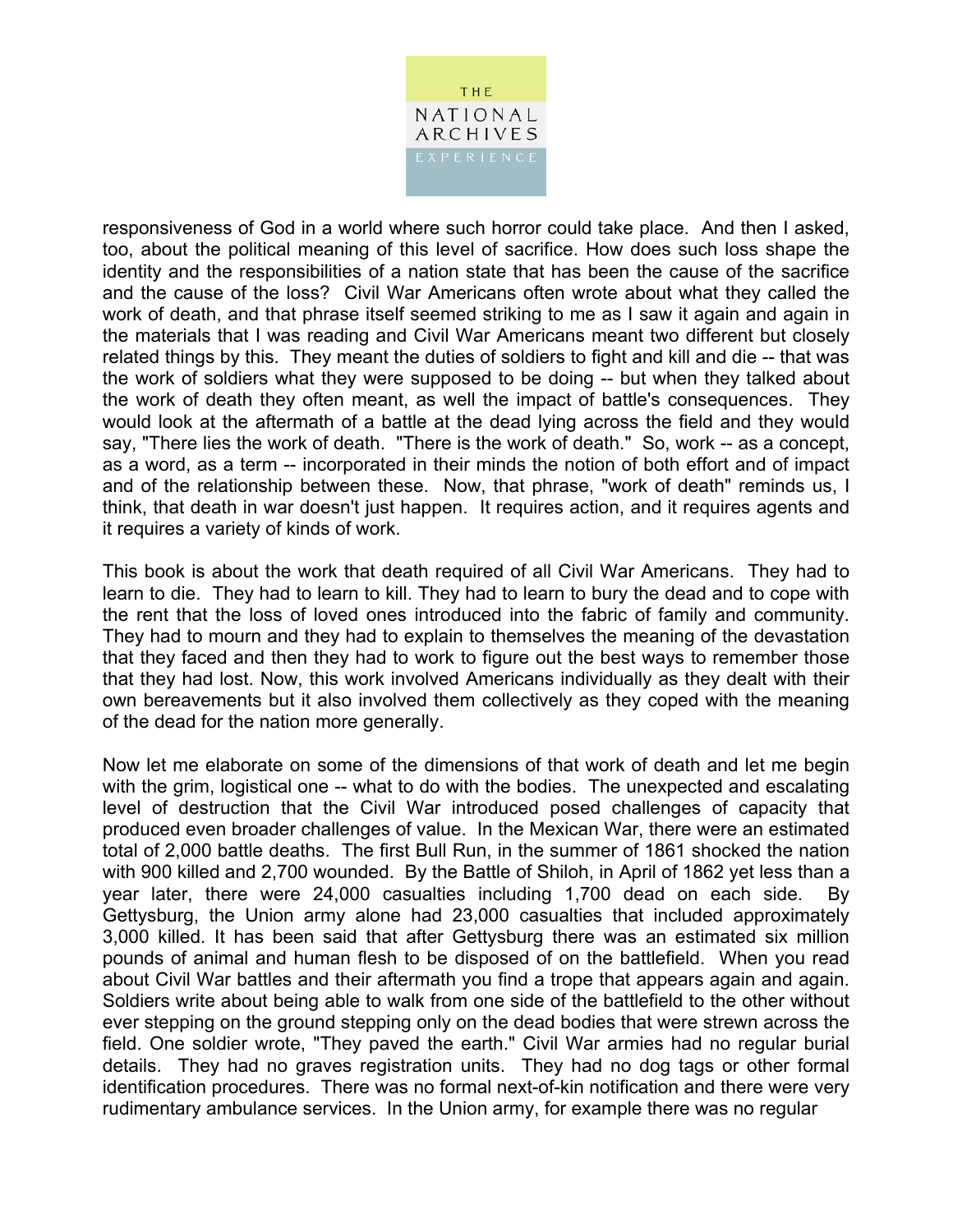responsiveness of God in a world where such horror could take place. And then I asked, too, about the political meaning of this level of sacrifice. How does such loss shape the identity and the responsibilities of a nation state that has been the cause of the sacrifice and the cause of the loss? Civil War Americans often wrote about what they called the work of death, and that phrase itself seemed striking to me as I saw it again and again in the materials that I was reading and Civil War Americans meant two different but closely related things by this. They meant the duties of soldiers to fight and kill and die -- that was the work of soldiers what they were supposed to be doing -- but when they talked about the work of death they often meant, as well the impact of battle's consequences. They would look at the aftermath of a battle at the dead lying across the field and they would say, "There lies the work of death. "There is the work of death." So, work -- as a concept, as a word, as a term -- incorporated in their minds the notion of both effort and of impact and of the relationship between these. Now, that phrase, "work of death" reminds us, I think, that death in war doesn't just happen. It requires action, and it requires agents and it requires a variety of kinds of work.

This book is about the work that death required of all Civil War Americans. They had to learn to die. They had to learn to kill. They had to learn to bury the dead and to cope with the rent that the loss of loved ones introduced into the fabric of family and community. They had to mourn and they had to explain to themselves the meaning of the devastation that they faced and then they had to work to figure out the best ways to remember those that they had lost. Now, this work involved Americans individually as they dealt with their own bereavements but it also involved them collectively as they coped with the meaning of the dead for the nation more generally.

Now let me elaborate on some of the dimensions of that work of death and let me begin with the grim, logistical one -- what to do with the bodies. The unexpected and escalating level of destruction that the Civil War introduced posed challenges of capacity that produced even broader challenges of value. In the Mexican War, there were an estimated total of 2,000 battle deaths. The first Bull Run, in the summer of 1861 shocked the nation with 900 killed and 2,700 wounded. By the Battle of Shiloh, in April of 1862 yet less than a year later, there were 24,000 casualties including 1,700 dead on each side. By Gettysburg, the Union army alone had 23,000 casualties that included approximately 3,000 killed. It has been said that after Gettysburg there was an estimated six million pounds of animal and human flesh to be disposed of on the battlefield. When you read about Civil War battles and their aftermath you find a trope that appears again and again. Soldiers write about being able to walk from one side of the battlefield to the other without ever stepping on the ground stepping only on the dead bodies that were strewn across the field. One soldier wrote, "They paved the earth." Civil War armies had no regular burial details. They had no graves registration units. They had no dog tags or other formal identification procedures. There was no formal next-of-kin notification and there were very rudimentary ambulance services. In the Union army, for example there was no regular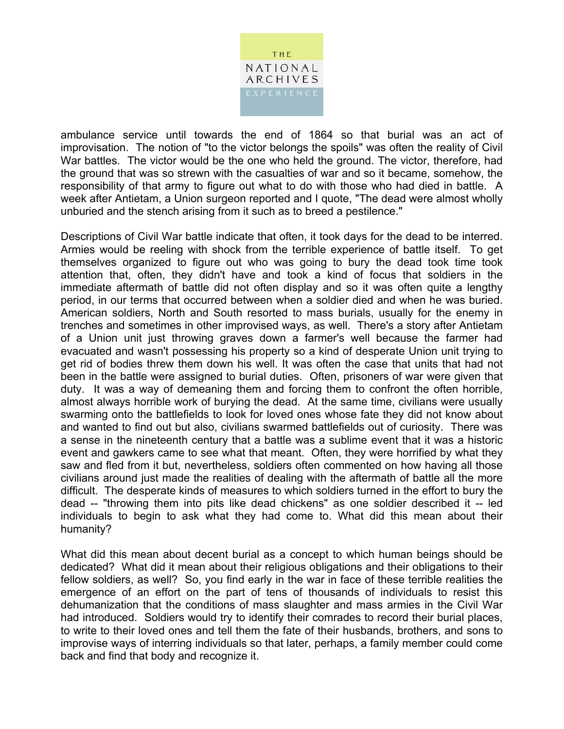ambulance service until towards the end of 1864 so that burial was an act of improvisation. The notion of "to the victor belongs the spoils" was often the reality of Civil War battles. The victor would be the one who held the ground. The victor, therefore, had the ground that was so strewn with the casualties of war and so it became, somehow, the responsibility of that army to figure out what to do with those who had died in battle. A week after Antietam, a Union surgeon reported and I quote, "The dead were almost wholly unburied and the stench arising from it such as to breed a pestilence."

Descriptions of Civil War battle indicate that often, it took days for the dead to be interred. Armies would be reeling with shock from the terrible experience of battle itself. To get themselves organized to figure out who was going to bury the dead took time took attention that, often, they didn't have and took a kind of focus that soldiers in the immediate aftermath of battle did not often display and so it was often quite a lengthy period, in our terms that occurred between when a soldier died and when he was buried. American soldiers, North and South resorted to mass burials, usually for the enemy in trenches and sometimes in other improvised ways, as well. There's a story after Antietam of a Union unit just throwing graves down a farmer's well because the farmer had evacuated and wasn't possessing his property so a kind of desperate Union unit trying to get rid of bodies threw them down his well. It was often the case that units that had not been in the battle were assigned to burial duties. Often, prisoners of war were given that duty. It was a way of demeaning them and forcing them to confront the often horrible, almost always horrible work of burying the dead. At the same time, civilians were usually swarming onto the battlefields to look for loved ones whose fate they did not know about and wanted to find out but also, civilians swarmed battlefields out of curiosity. There was a sense in the nineteenth century that a battle was a sublime event that it was a historic event and gawkers came to see what that meant. Often, they were horrified by what they saw and fled from it but, nevertheless, soldiers often commented on how having all those civilians around just made the realities of dealing with the aftermath of battle all the more difficult. The desperate kinds of measures to which soldiers turned in the effort to bury the dead -- "throwing them into pits like dead chickens" as one soldier described it -- led individuals to begin to ask what they had come to. What did this mean about their humanity?

What did this mean about decent burial as a concept to which human beings should be dedicated? What did it mean about their religious obligations and their obligations to their fellow soldiers, as well? So, you find early in the war in face of these terrible realities the emergence of an effort on the part of tens of thousands of individuals to resist this dehumanization that the conditions of mass slaughter and mass armies in the Civil War had introduced. Soldiers would try to identify their comrades to record their burial places, to write to their loved ones and tell them the fate of their husbands, brothers, and sons to improvise ways of interring individuals so that later, perhaps, a family member could come back and find that body and recognize it.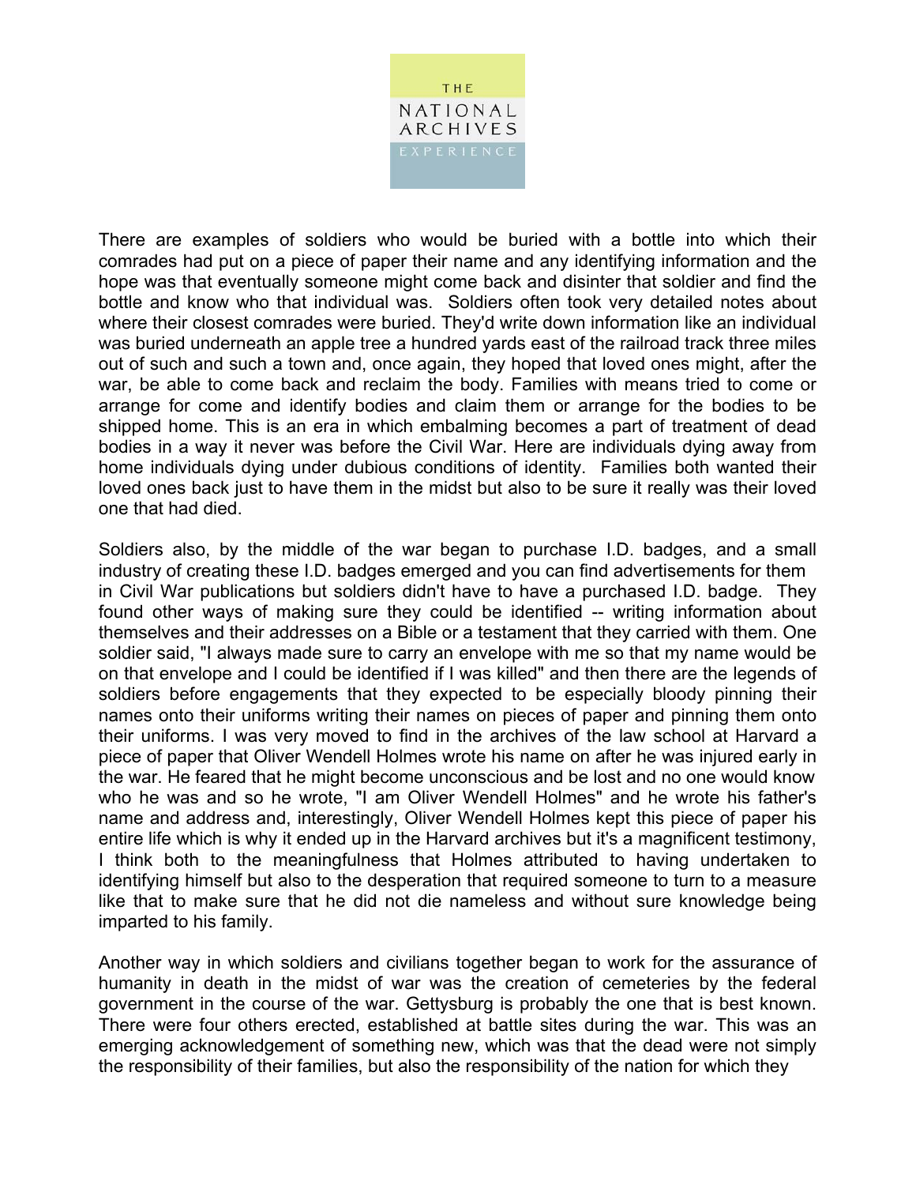There are examples of soldiers who would be buried with a bottle into which their comrades had put on a piece of paper their name and any identifying information and the hope was that eventually someone might come back and disinter that soldier and find the bottle and know who that individual was. Soldiers often took very detailed notes about where their closest comrades were buried. They'd write down information like an individual was buried underneath an apple tree a hundred yards east of the railroad track three miles out of such and such a town and, once again, they hoped that loved ones might, after the war, be able to come back and reclaim the body. Families with means tried to come or arrange for come and identify bodies and claim them or arrange for the bodies to be shipped home. This is an era in which embalming becomes a part of treatment of dead bodies in a way it never was before the Civil War. Here are individuals dying away from home individuals dying under dubious conditions of identity. Families both wanted their loved ones back just to have them in the midst but also to be sure it really was their loved one that had died.

Soldiers also, by the middle of the war began to purchase I.D. badges, and a small industry of creating these I.D. badges emerged and you can find advertisements for them in Civil War publications but soldiers didn't have to have a purchased I.D. badge. They found other ways of making sure they could be identified -- writing information about themselves and their addresses on a Bible or a testament that they carried with them. One soldier said, "I always made sure to carry an envelope with me so that my name would be on that envelope and I could be identified if I was killed" and then there are the legends of soldiers before engagements that they expected to be especially bloody pinning their names onto their uniforms writing their names on pieces of paper and pinning them onto their uniforms. I was very moved to find in the archives of the law school at Harvard a piece of paper that Oliver Wendell Holmes wrote his name on after he was injured early in the war. He feared that he might become unconscious and be lost and no one would know who he was and so he wrote, "I am Oliver Wendell Holmes" and he wrote his father's name and address and, interestingly, Oliver Wendell Holmes kept this piece of paper his entire life which is why it ended up in the Harvard archives but it's a magnificent testimony, I think both to the meaningfulness that Holmes attributed to having undertaken to identifying himself but also to the desperation that required someone to turn to a measure like that to make sure that he did not die nameless and without sure knowledge being imparted to his family.

Another way in which soldiers and civilians together began to work for the assurance of humanity in death in the midst of war was the creation of cemeteries by the federal government in the course of the war. Gettysburg is probably the one that is best known. There were four others erected, established at battle sites during the war. This was an emerging acknowledgement of something new, which was that the dead were not simply the responsibility of their families, but also the responsibility of the nation for which they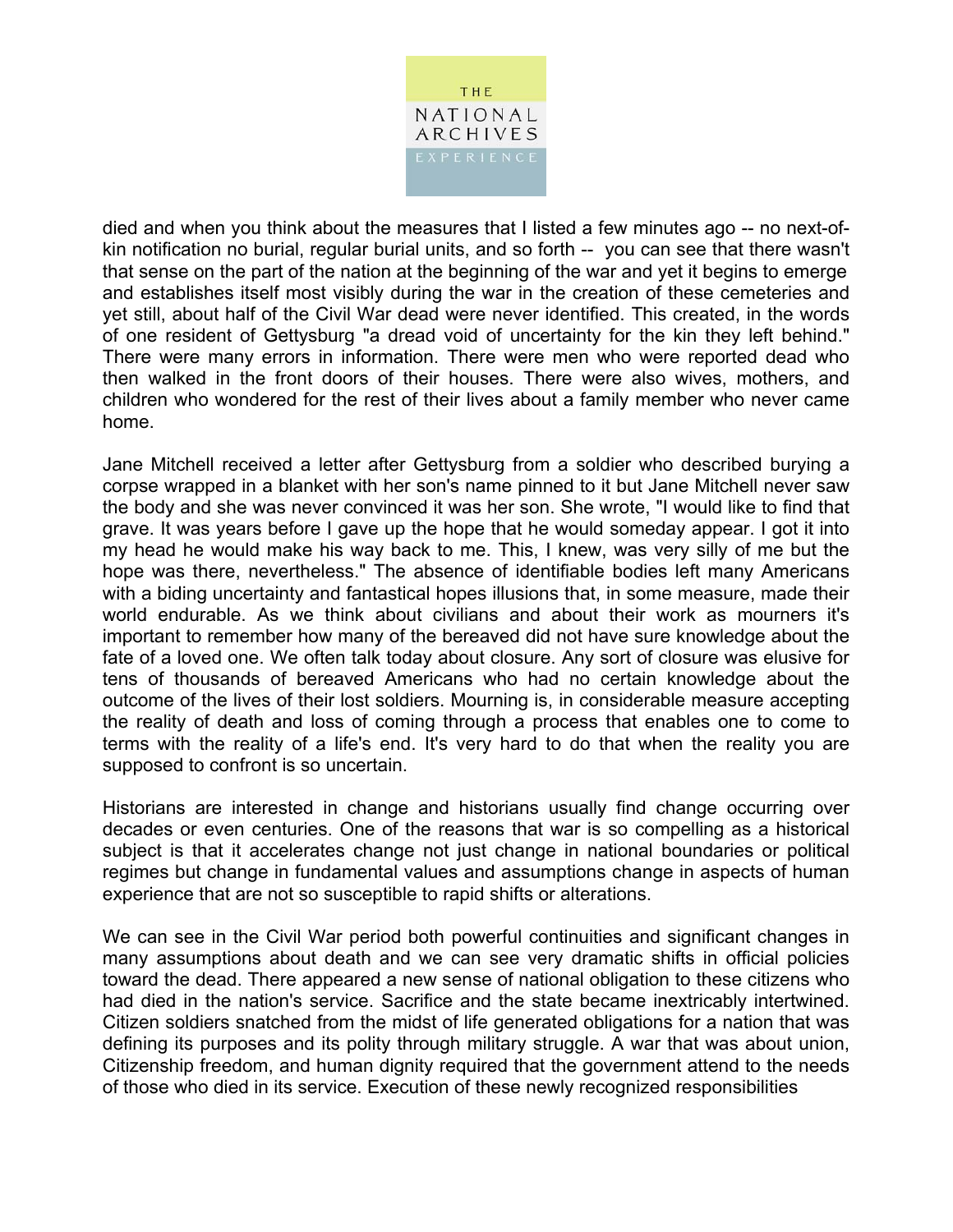died and when you think about the measures that I listed a few minutes ago -- no next-of-kin notification no burial, regular burial units, and so forth -- you can see that there wasn't that sense on the part of the nation at the beginning of the war and yet it begins to emerge and establishes itself most visibly during the war in the creation of these cemeteries and yet still, about half of the Civil War dead were never identified. This created, in the words of one resident of Gettysburg "a dread void of uncertainty for the kin they left behind." There were many errors in information. There were men who were reported dead who then walked in the front doors of their houses. There were also wives, mothers, and children who wondered for the rest of their lives about a family member who never came home.

Jane Mitchell received a letter after Gettysburg from a soldier who described burying a corpse wrapped in a blanket with her son's name pinned to it but Jane Mitchell never saw the body and she was never convinced it was her son. She wrote, "I would like to find that grave. It was years before I gave up the hope that he would someday appear. I got it into my head he would make his way back to me. This, I knew, was very silly of me but the hope was there, nevertheless." The absence of identifiable bodies left many Americans with a biding uncertainty and fantastical hopes illusions that, in some measure, made their world endurable. As we think about civilians and about their work as mourners it's important to remember how many of the bereaved did not have sure knowledge about the fate of a loved one. We often talk today about closure. Any sort of closure was elusive for tens of thousands of bereaved Americans who had no certain knowledge about the outcome of the lives of their lost soldiers. Mourning is, in considerable measure accepting the reality of death and loss of coming through a process that enables one to come to terms with the reality of a life's end. It's very hard to do that when the reality you are supposed to confront is so uncertain.

Historians are interested in change and historians usually find change occurring over decades or even centuries. One of the reasons that war is so compelling as a historical subject is that it accelerates change not just change in national boundaries or political regimes but change in fundamental values and assumptions change in aspects of human experience that are not so susceptible to rapid shifts or alterations.

We can see in the Civil War period both powerful continuities and significant changes in many assumptions about death and we can see very dramatic shifts in official policies toward the dead. There appeared a new sense of national obligation to these citizens who had died in the nation's service. Sacrifice and the state became inextricably intertwined. Citizen soldiers snatched from the midst of life generated obligations for a nation that was defining its purposes and its polity through military struggle. A war that was about union, Citizenship freedom, and human dignity required that the government attend to the needs of those who died in its service. Execution of these newly recognized responsibilities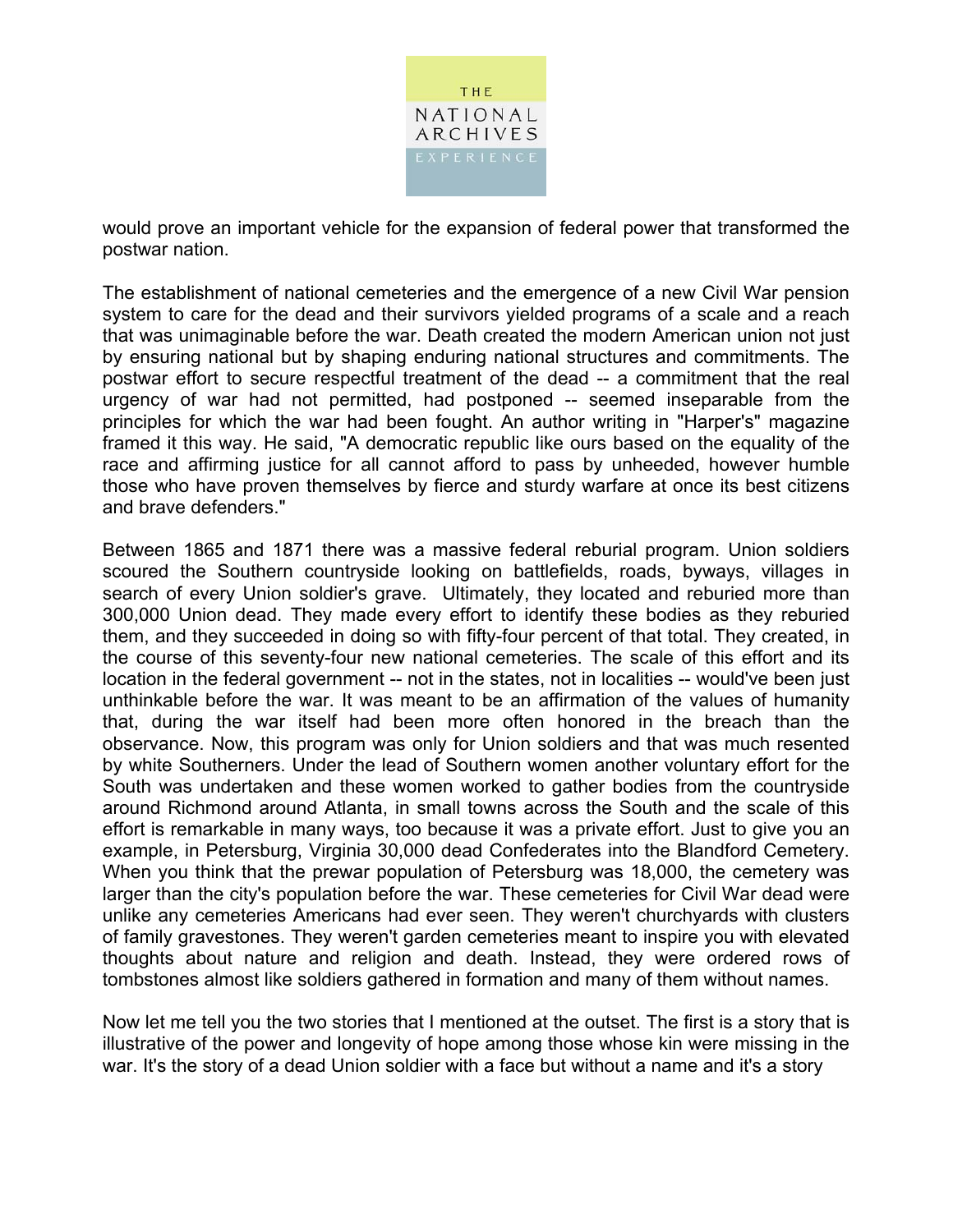would prove an important vehicle for the expansion of federal power that transformed the postwar nation.

The establishment of national cemeteries and the emergence of a new Civil War pension system to care for the dead and their survivors yielded programs of a scale and a reach that was unimaginable before the war. Death created the modern American union not just by ensuring national but by shaping enduring national structures and commitments. The postwar effort to secure respectful treatment of the dead -- a commitment that the real urgency of war had not permitted, had postponed -- seemed inseparable from the principles for which the war had been fought. An author writing in "Harper's" magazine framed it this way. He said, "A democratic republic like ours based on the equality of the race and affirming justice for all cannot afford to pass by unheeded, however humble those who have proven themselves by fierce and sturdy warfare at once its best citizens and brave defenders."

Between 1865 and 1871 there was a massive federal reburial program. Union soldiers scoured the Southern countryside looking on battlefields, roads, byways, villages in search of every Union soldier's grave. Ultimately, they located and reburied more than 300,000 Union dead. They made every effort to identify these bodies as they reburied them, and they succeeded in doing so with fifty-four percent of that total. They created, in the course of this seventy-four new national cemeteries. The scale of this effort and its location in the federal government -- not in the states, not in localities -- would've been just unthinkable before the war. It was meant to be an affirmation of the values of humanity that, during the war itself had been more often honored in the breach than the observance. Now, this program was only for Union soldiers and that was much resented by white Southerners. Under the lead of Southern women another voluntary effort for the South was undertaken and these women worked to gather bodies from the countryside around Richmond around Atlanta, in small towns across the South and the scale of this effort is remarkable in many ways, too because it was a private effort. Just to give you an example, in Petersburg, Virginia 30,000 dead Confederates into the Blandford Cemetery. When you think that the prewar population of Petersburg was 18,000, the cemetery was larger than the city's population before the war. These cemeteries for Civil War dead were unlike any cemeteries Americans had ever seen. They weren't churchyards with clusters of family gravestones. They weren't garden cemeteries meant to inspire you with elevated thoughts about nature and religion and death. Instead, they were ordered rows of tombstones almost like soldiers gathered in formation and many of them without names.

Now let me tell you the two stories that I mentioned at the outset. The first is a story that is illustrative of the power and longevity of hope among those whose kin were missing in the war. It's the story of a dead Union soldier with a face but without a name and it's a story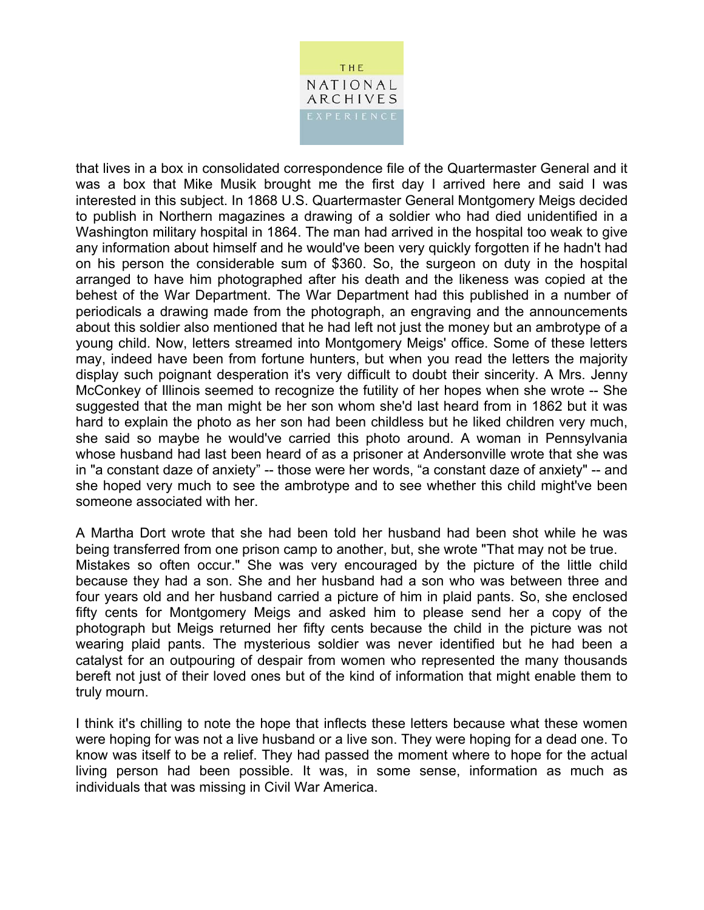that lives in a box in consolidated correspondence file of the Quartermaster General and it was a box that Mike Musik brought me the first day I arrived here and said I was interested in this subject. In 1868 U.S. Quartermaster General Montgomery Meigs decided to publish in Northern magazines a drawing of a soldier who had died unidentified in a Washington military hospital in 1864. The man had arrived in the hospital too weak to give any information about himself and he would've been very quickly forgotten if he hadn't had on his person the considerable sum of $360. So, the surgeon on duty in the hospital arranged to have him photographed after his death and the likeness was copied at the behest of the War Department. The War Department had this published in a number of periodicals a drawing made from the photograph, an engraving and the announcements about this soldier also mentioned that he had left not just the money but an ambrotype of a young child. Now, letters streamed into Montgomery Meigs' office. Some of these letters may, indeed have been from fortune hunters, but when you read the letters the majority display such poignant desperation it's very difficult to doubt their sincerity. A Mrs. Jenny McConkey of Illinois seemed to recognize the futility of her hopes when she wrote -- She suggested that the man might be her son whom she'd last heard from in 1862 but it was hard to explain the photo as her son had been childless but he liked children very much, she said so maybe he would've carried this photo around. A woman in Pennsylvania whose husband had last been heard of as a prisoner at Andersonville wrote that she was in "a constant daze of anxiety" -- those were her words, "a constant daze of anxiety" -- and she hoped very much to see the ambrotype and to see whether this child might've been someone associated with her.

A Martha Dort wrote that she had been told her husband had been shot while he was being transferred from one prison camp to another, but, she wrote "That may not be true. Mistakes so often occur." She was very encouraged by the picture of the little child because they had a son. She and her husband had a son who was between three and four years old and her husband carried a picture of him in plaid pants. So, she enclosed fifty cents for Montgomery Meigs and asked him to please send her a copy of the photograph but Meigs returned her fifty cents because the child in the picture was not wearing plaid pants. The mysterious soldier was never identified but he had been a catalyst for an outpouring of despair from women who represented the many thousands bereft not just of their loved ones but of the kind of information that might enable them to truly mourn.

I think it's chilling to note the hope that inflects these letters because what these women were hoping for was not a live husband or a live son. They were hoping for a dead one. To know was itself to be a relief. They had passed the moment where to hope for the actual living person had been possible. It was, in some sense, information as much as individuals that was missing in Civil War America.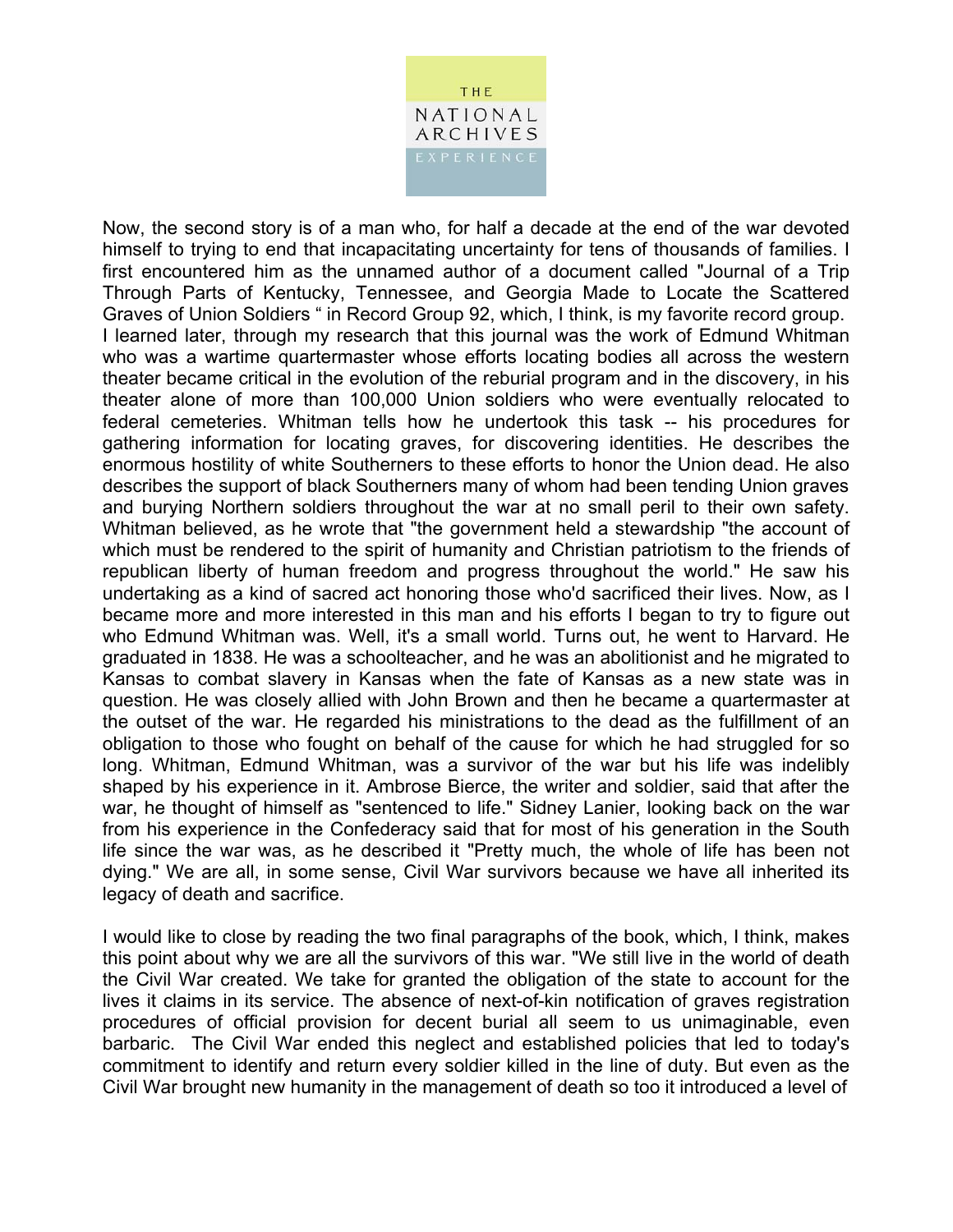Now, the second story is of a man who, for half a decade at the end of the war devoted himself to trying to end that incapacitating uncertainty for tens of thousands of families. I first encountered him as the unnamed author of a document called "Journal of a Trip Through Parts of Kentucky, Tennessee, and Georgia Made to Locate the Scattered Graves of Union Soldiers " in Record Group 92, which, I think, is my favorite record group. I learned later, through my research that this journal was the work of Edmund Whitman who was a wartime quartermaster whose efforts locating bodies all across the western theater became critical in the evolution of the reburial program and in the discovery, in his theater alone of more than 100,000 Union soldiers who were eventually relocated to federal cemeteries. Whitman tells how he undertook this task -- his procedures for gathering information for locating graves, for discovering identities. He describes the enormous hostility of white Southerners to these efforts to honor the Union dead. He also describes the support of black Southerners many of whom had been tending Union graves and burying Northern soldiers throughout the war at no small peril to their own safety. Whitman believed, as he wrote that "the government held a stewardship "the account of which must be rendered to the spirit of humanity and Christian patriotism to the friends of republican liberty of human freedom and progress throughout the world." He saw his undertaking as a kind of sacred act honoring those who'd sacrificed their lives. Now, as I became more and more interested in this man and his efforts I began to try to figure out who Edmund Whitman was. Well, it's a small world. Turns out, he went to Harvard. He graduated in 1838. He was a schoolteacher, and he was an abolitionist and he migrated to Kansas to combat slavery in Kansas when the fate of Kansas as a new state was in question. He was closely allied with John Brown and then he became a quartermaster at the outset of the war. He regarded his ministrations to the dead as the fulfillment of an obligation to those who fought on behalf of the cause for which he had struggled for so long. Whitman, Edmund Whitman, was a survivor of the war but his life was indelibly shaped by his experience in it. Ambrose Bierce, the writer and soldier, said that after the war, he thought of himself as "sentenced to life." Sidney Lanier, looking back on the war from his experience in the Confederacy said that for most of his generation in the South life since the war was, as he described it "Pretty much, the whole of life has been not dying." We are all, in some sense, Civil War survivors because we have all inherited its legacy of death and sacrifice.

I would like to close by reading the two final paragraphs of the book, which, I think, makes this point about why we are all the survivors of this war. "We still live in the world of death the Civil War created. We take for granted the obligation of the state to account for the lives it claims in its service. The absence of next-of-kin notification of graves registration procedures of official provision for decent burial all seem to us unimaginable, even barbaric. The Civil War ended this neglect and established policies that led to today's commitment to identify and return every soldier killed in the line of duty. But even as the Civil War brought new humanity in the management of death so too it introduced a level of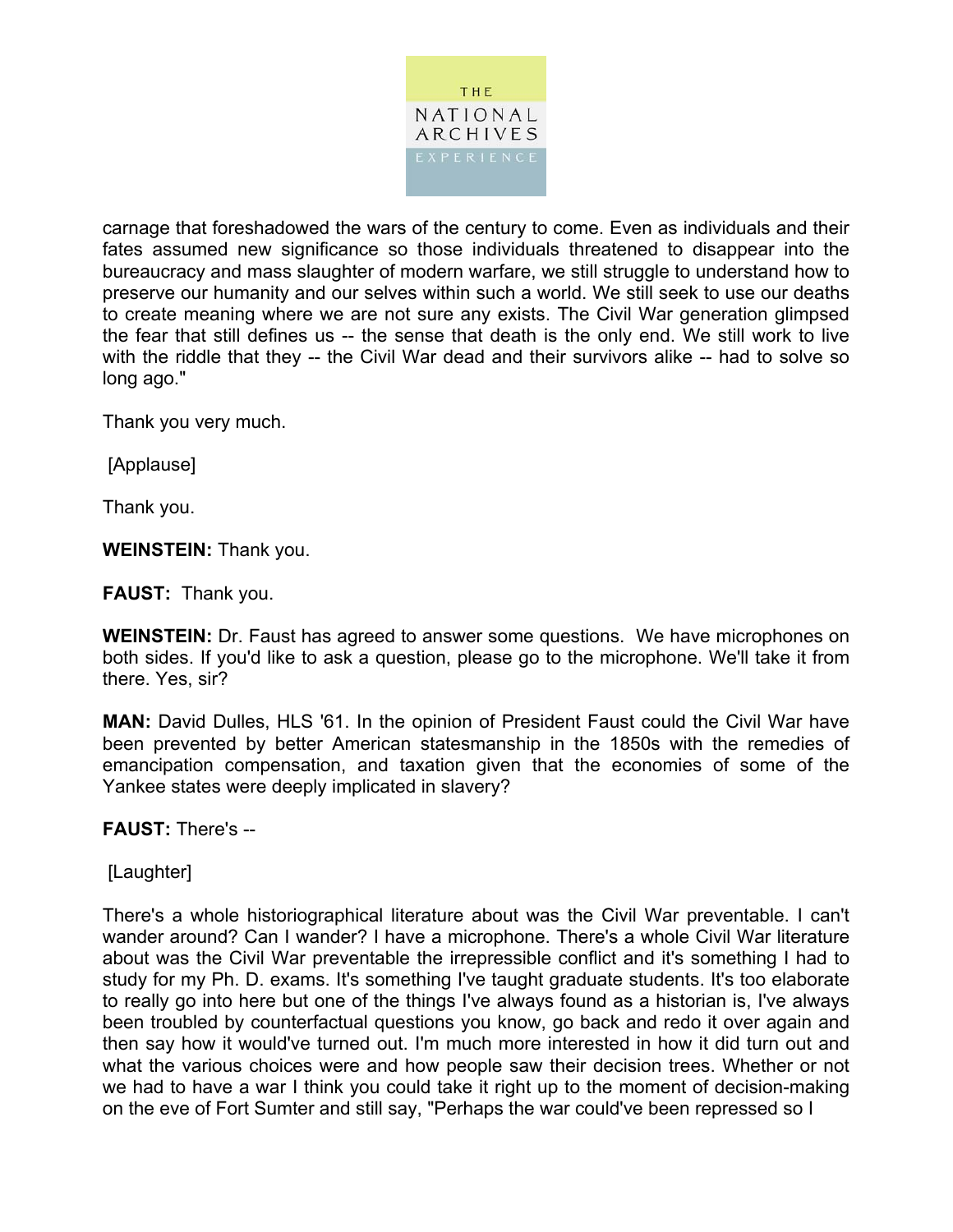carnage that foreshadowed the wars of the century to come. Even as individuals and their fates assumed new significance so those individuals threatened to disappear into the bureaucracy and mass slaughter of modern warfare, we still struggle to understand how to preserve our humanity and our selves within such a world. We still seek to use our deaths to create meaning where we are not sure any exists. The Civil War generation glimpsed the fear that still defines us -- the sense that death is the only end. We still work to live with the riddle that they -- the Civil War dead and their survivors alike -- had to solve so long ago."

Thank you very much.

[Applause]

Thank you.

**WEINSTEIN:** Thank you.

**FAUST:** Thank you.

**WEINSTEIN:** Dr. Faust has agreed to answer some questions. We have microphones on both sides. If you'd like to ask a question, please go to the microphone. We'll take it from there. Yes, sir?

**MAN:** David Dulles, HLS '61. In the opinion of President Faust could the Civil War have been prevented by better American statesmanship in the 1850s with the remedies of emancipation compensation, and taxation given that the economies of some of the Yankee states were deeply implicated in slavery?

**FAUST:** There's --

[Laughter]

There's a whole historiographical literature about was the Civil War preventable. I can't wander around? Can I wander? I have a microphone. There's a whole Civil War literature about was the Civil War preventable the irrepressible conflict and it's something I had to study for my Ph. D. exams. It's something I've taught graduate students. It's too elaborate to really go into here but one of the things I've always found as a historian is, I've always been troubled by counterfactual questions you know, go back and redo it over again and then say how it would've turned out. I'm much more interested in how it did turn out and what the various choices were and how people saw their decision trees. Whether or not we had to have a war I think you could take it right up to the moment of decision-making on the eve of Fort Sumter and still say, "Perhaps the war could've been repressed so I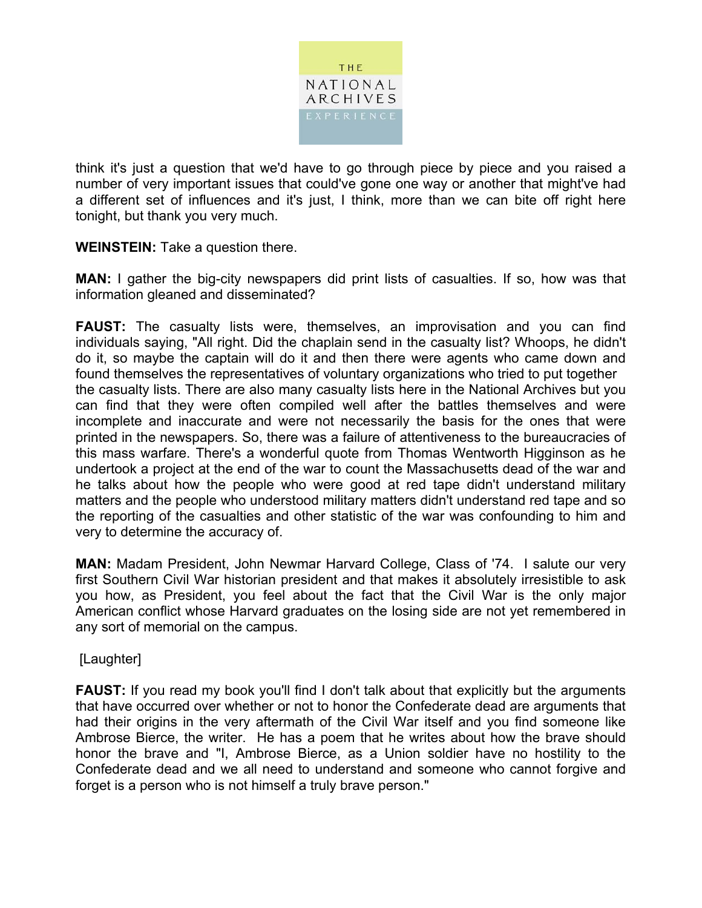think it's just a question that we'd have to go through piece by piece and you raised a number of very important issues that could've gone one way or another that might've had a different set of influences and it's just, I think, more than we can bite off right here tonight, but thank you very much.

**WEINSTEIN:** Take a question there.

**MAN:** I gather the big-city newspapers did print lists of casualties. If so, how was that information gleaned and disseminated?

**FAUST:** The casualty lists were, themselves, an improvisation and you can find individuals saying, "All right. Did the chaplain send in the casualty list? Whoops, he didn't do it, so maybe the captain will do it and then there were agents who came down and found themselves the representatives of voluntary organizations who tried to put together the casualty lists. There are also many casualty lists here in the National Archives but you can find that they were often compiled well after the battles themselves and were incomplete and inaccurate and were not necessarily the basis for the ones that were printed in the newspapers. So, there was a failure of attentiveness to the bureaucracies of this mass warfare. There's a wonderful quote from Thomas Wentworth Higginson as he undertook a project at the end of the war to count the Massachusetts dead of the war and he talks about how the people who were good at red tape didn't understand military matters and the people who understood military matters didn't understand red tape and so the reporting of the casualties and other statistic of the war was confounding to him and very to determine the accuracy of.

**MAN:** Madam President, John Newmar Harvard College, Class of '74. I salute our very first Southern Civil War historian president and that makes it absolutely irresistible to ask you how, as President, you feel about the fact that the Civil War is the only major American conflict whose Harvard graduates on the losing side are not yet remembered in any sort of memorial on the campus.

[Laughter]

**FAUST:** If you read my book you'll find I don't talk about that explicitly but the arguments that have occurred over whether or not to honor the Confederate dead are arguments that had their origins in the very aftermath of the Civil War itself and you find someone like Ambrose Bierce, the writer. He has a poem that he writes about how the brave should honor the brave and "I, Ambrose Bierce, as a Union soldier have no hostility to the Confederate dead and we all need to understand and someone who cannot forgive and forget is a person who is not himself a truly brave person."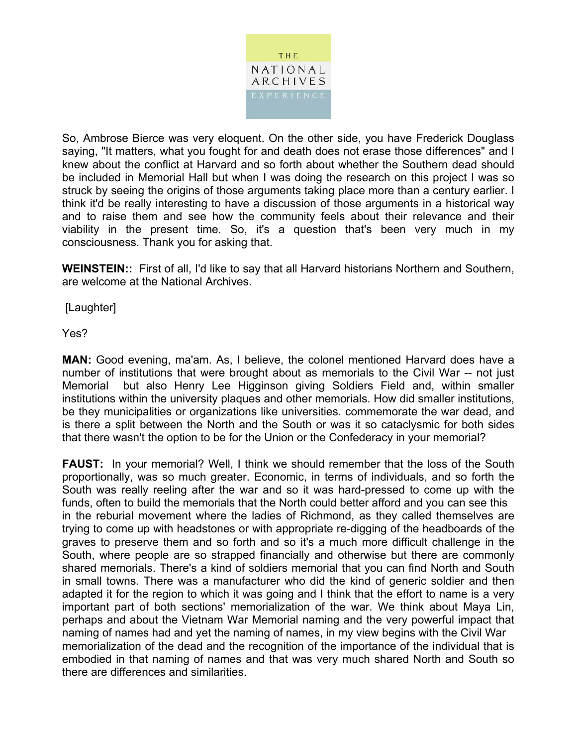So, Ambrose Bierce was very eloquent. On the other side, you have Frederick Douglass saying, "It matters, what you fought for and death does not erase those differences" and I knew about the conflict at Harvard and so forth about whether the Southern dead should be included in Memorial Hall but when I was doing the research on this project I was so struck by seeing the origins of those arguments taking place more than a century earlier. I think it'd be really interesting to have a discussion of those arguments in a historical way and to raise them and see how the community feels about their relevance and their viability in the present time. So, it's a question that's been very much in my consciousness. Thank you for asking that.

**WEINSTEIN::** First of all, I'd like to say that all Harvard historians Northern and Southern, are welcome at the National Archives.

[Laughter]

Yes?

**MAN:** Good evening, ma'am. As, I believe, the colonel mentioned Harvard does have a number of institutions that were brought about as memorials to the Civil War -- not just Memorial but also Henry Lee Higginson giving Soldiers Field and, within smaller institutions within the university plaques and other memorials. How did smaller institutions, be they municipalities or organizations like universities. commemorate the war dead, and is there a split between the North and the South or was it so cataclysmic for both sides that there wasn't the option to be for the Union or the Confederacy in your memorial?

**FAUST:** In your memorial? Well, I think we should remember that the loss of the South proportionally, was so much greater. Economic, in terms of individuals, and so forth the South was really reeling after the war and so it was hard-pressed to come up with the funds, often to build the memorials that the North could better afford and you can see this in the reburial movement where the ladies of Richmond, as they called themselves are trying to come up with headstones or with appropriate re-digging of the headboards of the graves to preserve them and so forth and so it's a much more difficult challenge in the South, where people are so strapped financially and otherwise but there are commonly shared memorials. There's a kind of soldiers memorial that you can find North and South in small towns. There was a manufacturer who did the kind of generic soldier and then adapted it for the region to which it was going and I think that the effort to name is a very important part of both sections' memorialization of the war. We think about Maya Lin, perhaps and about the Vietnam War Memorial naming and the very powerful impact that naming of names had and yet the naming of names, in my view begins with the Civil War memorialization of the dead and the recognition of the importance of the individual that is embodied in that naming of names and that was very much shared North and South so there are differences and similarities.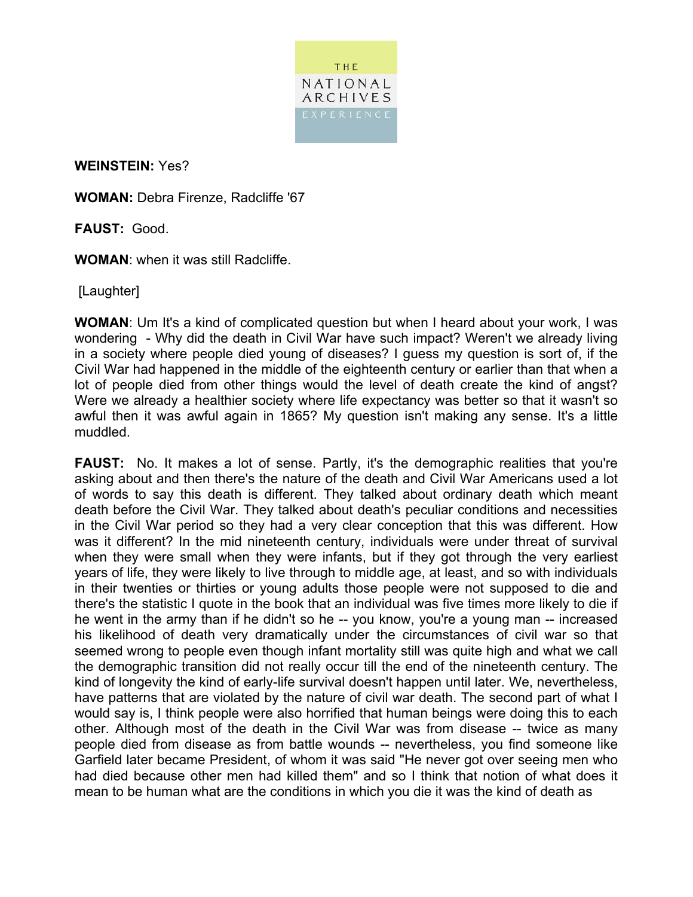**WEINSTEIN:** Yes?

**WOMAN:** Debra Firenze, Radcliffe '67

**FAUST:** Good.

**WOMAN**: when it was still Radcliffe.

[Laughter]

**WOMAN**: Um It's a kind of complicated question but when I heard about your work, I was wondering - Why did the death in Civil War have such impact? Weren't we already living in a society where people died young of diseases? I guess my question is sort of, if the Civil War had happened in the middle of the eighteenth century or earlier than that when a lot of people died from other things would the level of death create the kind of angst? Were we already a healthier society where life expectancy was better so that it wasn't so awful then it was awful again in 1865? My question isn't making any sense. It's a little muddled.

**FAUST:** No. It makes a lot of sense. Partly, it's the demographic realities that you're asking about and then there's the nature of the death and Civil War Americans used a lot of words to say this death is different. They talked about ordinary death which meant death before the Civil War. They talked about death's peculiar conditions and necessities in the Civil War period so they had a very clear conception that this was different. How was it different? In the mid nineteenth century, individuals were under threat of survival when they were small when they were infants, but if they got through the very earliest years of life, they were likely to live through to middle age, at least, and so with individuals in their twenties or thirties or young adults those people were not supposed to die and there's the statistic I quote in the book that an individual was five times more likely to die if he went in the army than if he didn't so he -- you know, you're a young man -- increased his likelihood of death very dramatically under the circumstances of civil war so that seemed wrong to people even though infant mortality still was quite high and what we call the demographic transition did not really occur till the end of the nineteenth century. The kind of longevity the kind of early-life survival doesn't happen until later. We, nevertheless, have patterns that are violated by the nature of civil war death. The second part of what I would say is, I think people were also horrified that human beings were doing this to each other. Although most of the death in the Civil War was from disease -- twice as many people died from disease as from battle wounds -- nevertheless, you find someone like Garfield later became President, of whom it was said "He never got over seeing men who had died because other men had killed them" and so I think that notion of what does it mean to be human what are the conditions in which you die it was the kind of death as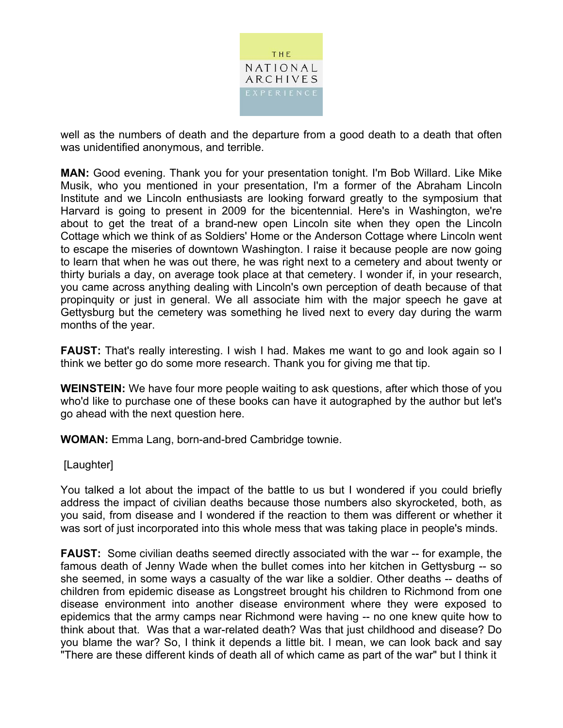well as the numbers of death and the departure from a good death to a death that often was unidentified anonymous, and terrible.

**MAN:** Good evening. Thank you for your presentation tonight. I'm Bob Willard. Like Mike Musik, who you mentioned in your presentation, I'm a former of the Abraham Lincoln Institute and we Lincoln enthusiasts are looking forward greatly to the symposium that Harvard is going to present in 2009 for the bicentennial. Here's in Washington, we're about to get the treat of a brand-new open Lincoln site when they open the Lincoln Cottage which we think of as Soldiers' Home or the Anderson Cottage where Lincoln went to escape the miseries of downtown Washington. I raise it because people are now going to learn that when he was out there, he was right next to a cemetery and about twenty or thirty burials a day, on average took place at that cemetery. I wonder if, in your research, you came across anything dealing with Lincoln's own perception of death because of that propinquity or just in general. We all associate him with the major speech he gave at Gettysburg but the cemetery was something he lived next to every day during the warm months of the year.

**FAUST:** That's really interesting. I wish I had. Makes me want to go and look again so I think we better go do some more research. Thank you for giving me that tip.

**WEINSTEIN:** We have four more people waiting to ask questions, after which those of you who'd like to purchase one of these books can have it autographed by the author but let's go ahead with the next question here.

**WOMAN:** Emma Lang, born-and-bred Cambridge townie.

[Laughter]

You talked a lot about the impact of the battle to us but I wondered if you could briefly address the impact of civilian deaths because those numbers also skyrocketed, both, as you said, from disease and I wondered if the reaction to them was different or whether it was sort of just incorporated into this whole mess that was taking place in people's minds.

**FAUST:** Some civilian deaths seemed directly associated with the war -- for example, the famous death of Jenny Wade when the bullet comes into her kitchen in Gettysburg -- so she seemed, in some ways a casualty of the war like a soldier. Other deaths -- deaths of children from epidemic disease as Longstreet brought his children to Richmond from one disease environment into another disease environment where they were exposed to epidemics that the army camps near Richmond were having -- no one knew quite how to think about that. Was that a war-related death? Was that just childhood and disease? Do you blame the war? So, I think it depends a little bit. I mean, we can look back and say "There are these different kinds of death all of which came as part of the war" but I think it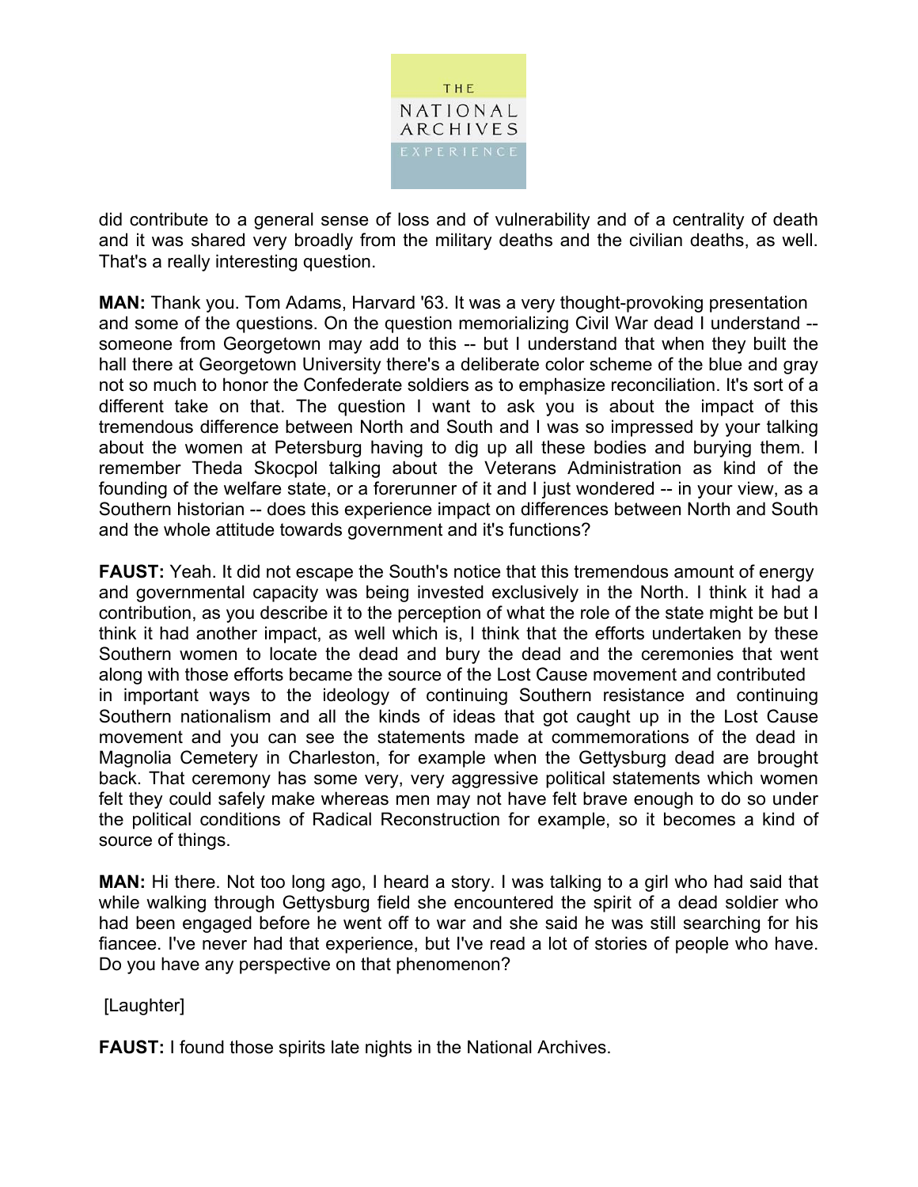did contribute to a general sense of loss and of vulnerability and of a centrality of death and it was shared very broadly from the military deaths and the civilian deaths, as well. That's a really interesting question.

**MAN:** Thank you. Tom Adams, Harvard '63. It was a very thought-provoking presentation and some of the questions. On the question memorializing Civil War dead I understand -- someone from Georgetown may add to this -- but I understand that when they built the hall there at Georgetown University there's a deliberate color scheme of the blue and gray not so much to honor the Confederate soldiers as to emphasize reconciliation. It's sort of a different take on that. The question I want to ask you is about the impact of this tremendous difference between North and South and I was so impressed by your talking about the women at Petersburg having to dig up all these bodies and burying them. I remember Theda Skocpol talking about the Veterans Administration as kind of the founding of the welfare state, or a forerunner of it and I just wondered -- in your view, as a Southern historian -- does this experience impact on differences between North and South and the whole attitude towards government and it's functions?

**FAUST:** Yeah. It did not escape the South's notice that this tremendous amount of energy and governmental capacity was being invested exclusively in the North. I think it had a contribution, as you describe it to the perception of what the role of the state might be but I think it had another impact, as well which is, I think that the efforts undertaken by these Southern women to locate the dead and bury the dead and the ceremonies that went along with those efforts became the source of the Lost Cause movement and contributed in important ways to the ideology of continuing Southern resistance and continuing Southern nationalism and all the kinds of ideas that got caught up in the Lost Cause movement and you can see the statements made at commemorations of the dead in Magnolia Cemetery in Charleston, for example when the Gettysburg dead are brought back. That ceremony has some very, very aggressive political statements which women felt they could safely make whereas men may not have felt brave enough to do so under the political conditions of Radical Reconstruction for example, so it becomes a kind of source of things.

**MAN:** Hi there. Not too long ago, I heard a story. I was talking to a girl who had said that while walking through Gettysburg field she encountered the spirit of a dead soldier who had been engaged before he went off to war and she said he was still searching for his fiancee. I've never had that experience, but I've read a lot of stories of people who have. Do you have any perspective on that phenomenon?

[Laughter]

**FAUST:** I found those spirits late nights in the National Archives.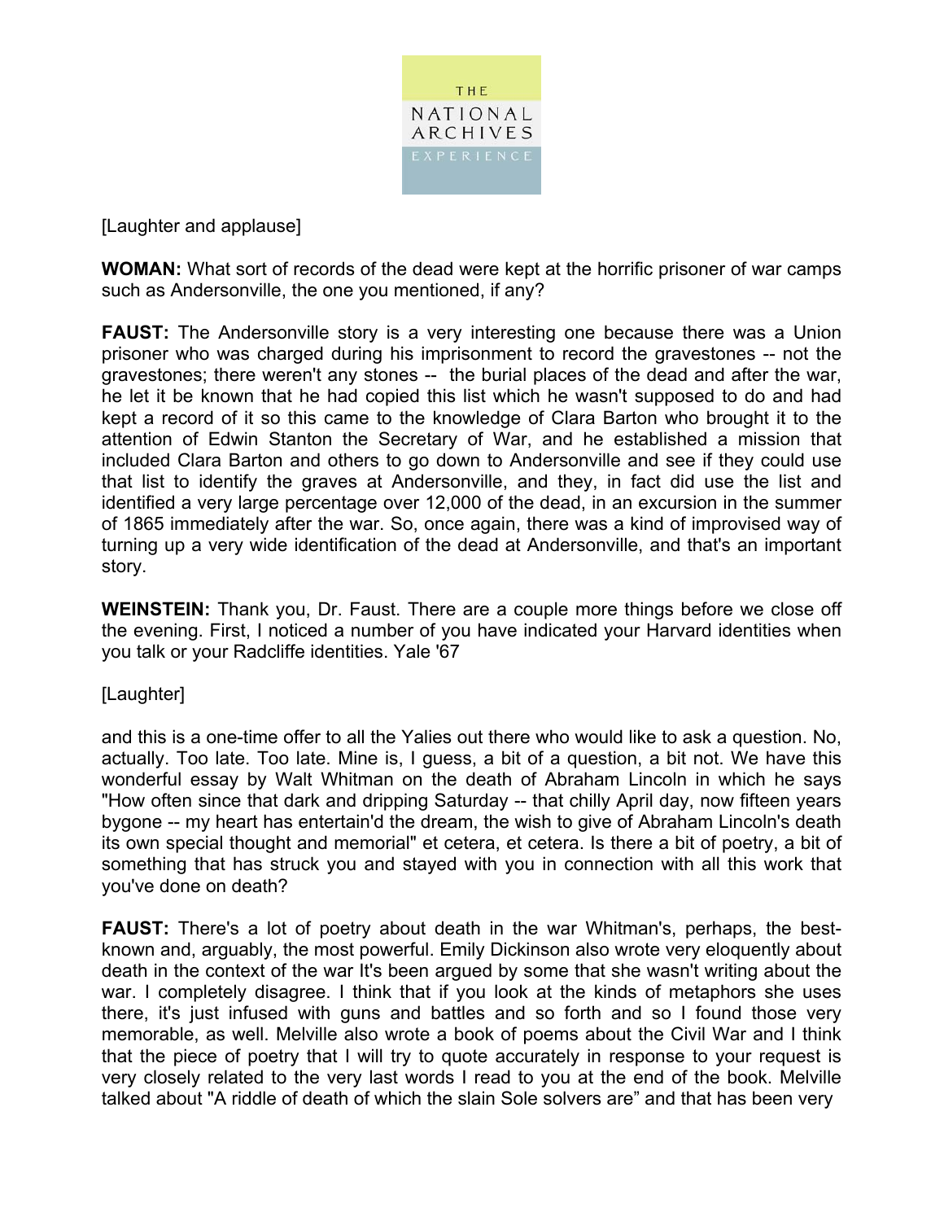[Laughter and applause]

**WOMAN:** What sort of records of the dead were kept at the horrific prisoner of war camps such as Andersonville, the one you mentioned, if any?

**FAUST:** The Andersonville story is a very interesting one because there was a Union prisoner who was charged during his imprisonment to record the gravestones -- not the gravestones; there weren't any stones -- the burial places of the dead and after the war, he let it be known that he had copied this list which he wasn't supposed to do and had kept a record of it so this came to the knowledge of Clara Barton who brought it to the attention of Edwin Stanton the Secretary of War, and he established a mission that included Clara Barton and others to go down to Andersonville and see if they could use that list to identify the graves at Andersonville, and they, in fact did use the list and identified a very large percentage over 12,000 of the dead, in an excursion in the summer of 1865 immediately after the war. So, once again, there was a kind of improvised way of turning up a very wide identification of the dead at Andersonville, and that's an important story.

**WEINSTEIN:** Thank you, Dr. Faust. There are a couple more things before we close off the evening. First, I noticed a number of you have indicated your Harvard identities when you talk or your Radcliffe identities. Yale '67

[Laughter]

and this is a one-time offer to all the Yalies out there who would like to ask a question. No, actually. Too late. Too late. Mine is, I guess, a bit of a question, a bit not. We have this wonderful essay by Walt Whitman on the death of Abraham Lincoln in which he says "How often since that dark and dripping Saturday -- that chilly April day, now fifteen years bygone -- my heart has entertain'd the dream, the wish to give of Abraham Lincoln's death its own special thought and memorial" et cetera, et cetera. Is there a bit of poetry, a bit of something that has struck you and stayed with you in connection with all this work that you've done on death?

**FAUST:** There's a lot of poetry about death in the war Whitman's, perhaps, the best-known and, arguably, the most powerful. Emily Dickinson also wrote very eloquently about death in the context of the war It's been argued by some that she wasn't writing about the war. I completely disagree. I think that if you look at the kinds of metaphors she uses there, it's just infused with guns and battles and so forth and so I found those very memorable, as well. Melville also wrote a book of poems about the Civil War and I think that the piece of poetry that I will try to quote accurately in response to your request is very closely related to the very last words I read to you at the end of the book. Melville talked about "A riddle of death of which the slain Sole solvers are" and that has been very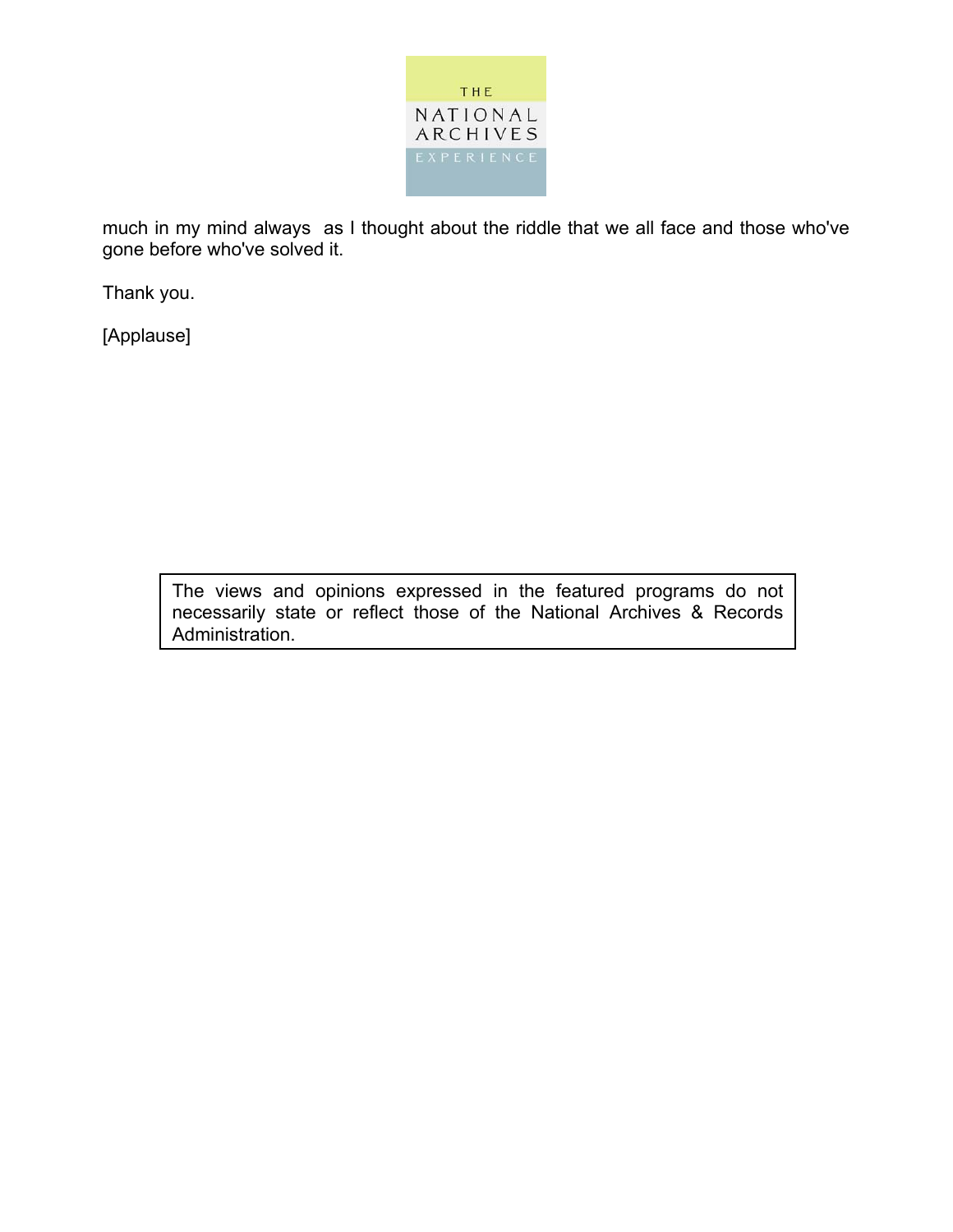much in my mind always  as I thought about the riddle that we all face and those who've gone before who've solved it.

Thank you.

[Applause]

The views and opinions expressed in the featured programs do not necessarily state or reflect those of the National Archives & Records Administration.